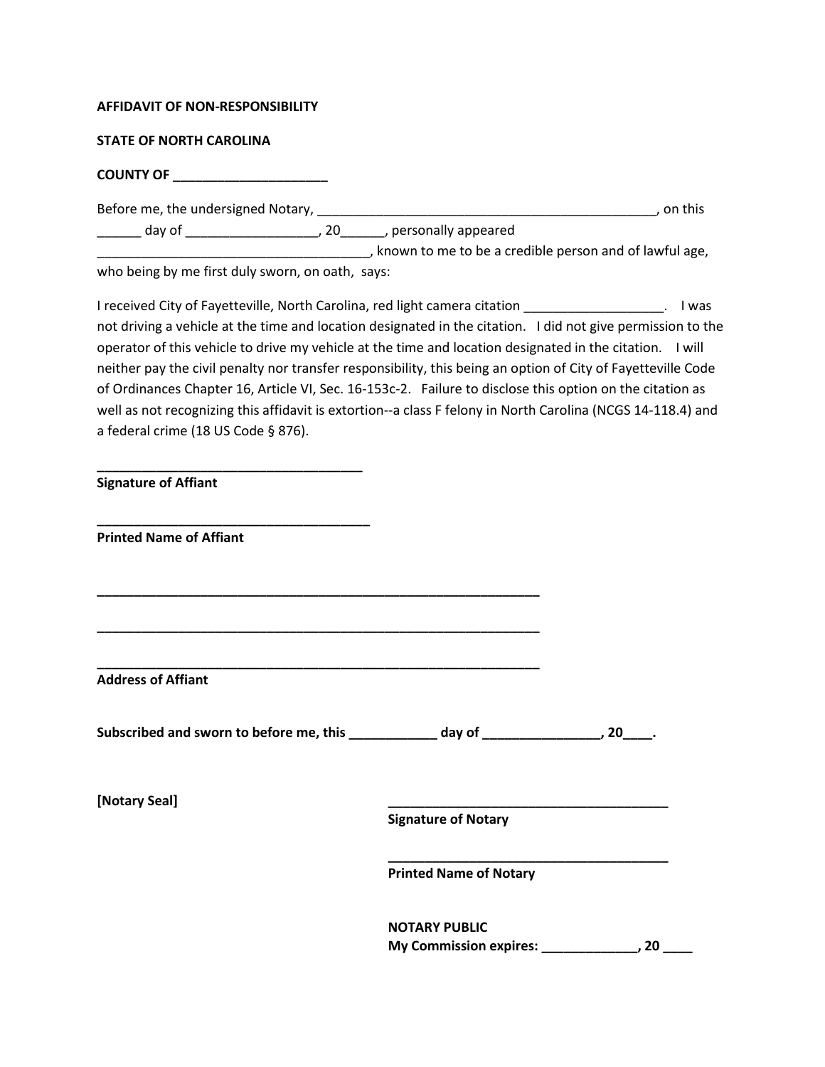**AFFIDAVIT OF NON-RESPONSIBILITY**

**STATE OF NORTH CAROLINA**

**COUNTY OF _____________________**

Before me, the undersigned Notary, _______________________________________________, on this ______ day of __________________, 20______, personally appeared _____________________________________, known to me to be a credible person and of lawful age, who being by me first duly sworn, on oath, says:

I received City of Fayetteville, North Carolina, red light camera citation ___________________. I was not driving a vehicle at the time and location designated in the citation. I did not give permission to the operator of this vehicle to drive my vehicle at the time and location designated in the citation. I will neither pay the civil penalty nor transfer responsibility, this being an option of City of Fayetteville Code of Ordinances Chapter 16, Article VI, Sec. 16-153c-2. Failure to disclose this option on the citation as well as not recognizing this affidavit is extortion--a class F felony in North Carolina (NCGS 14-118.4) and a federal crime (18 US Code § 876).

_____________________________________
**Signature of Affiant**

_____________________________________
**Printed Name of Affiant**

_______________________________________________________________

_______________________________________________________________

_______________________________________________________________
**Address of Affiant**

**Subscribed and sworn to before me, this ____________ day of ________________, 20____.**

**[Notary Seal]**

_______________________________________
**Signature of Notary**

_______________________________________
**Printed Name of Notary**

**NOTARY PUBLIC**
**My Commission expires: _____________, 20 ____**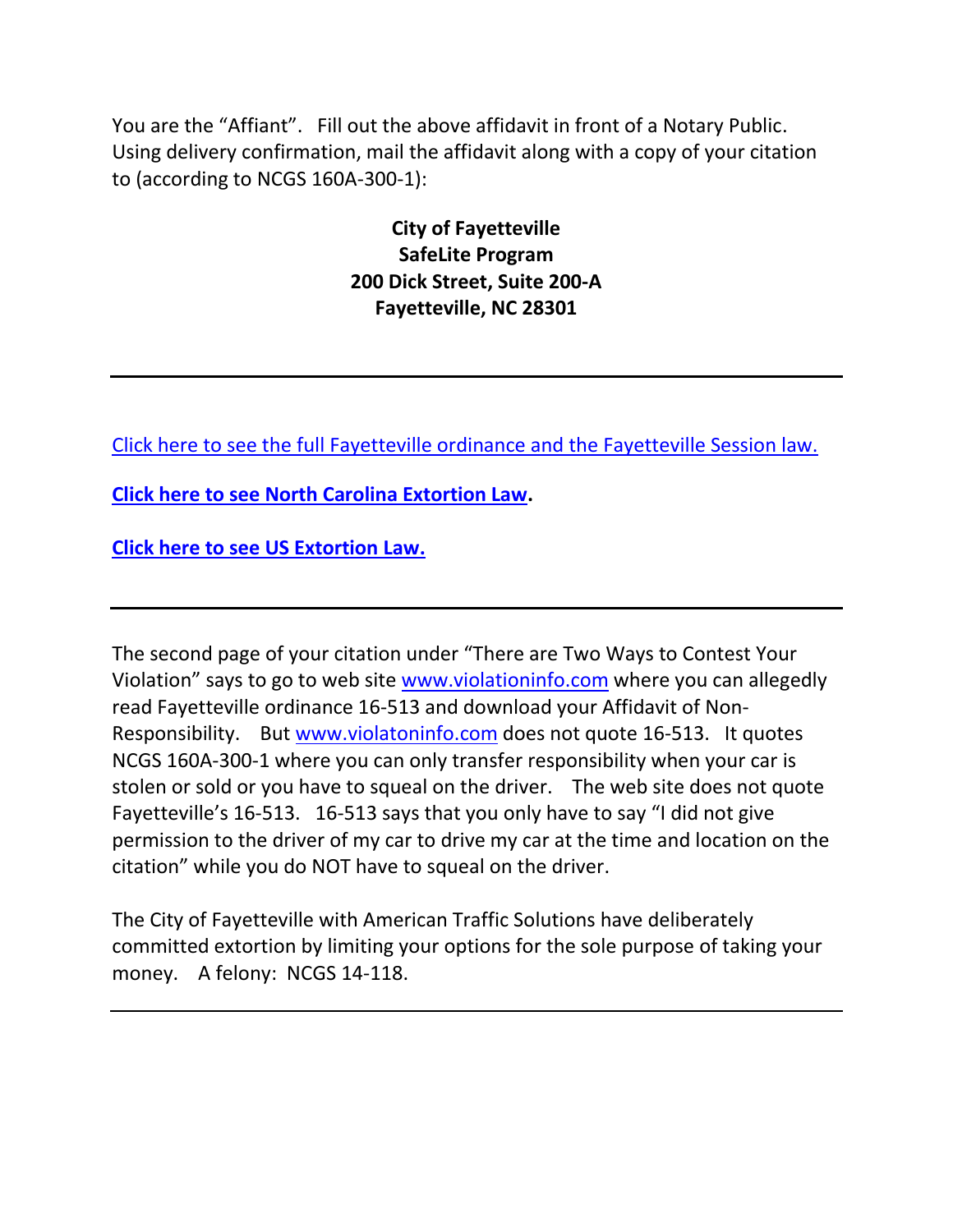You are the "Affiant". Fill out the above affidavit in front of a Notary Public. Using delivery confirmation, mail the affidavit along with a copy of your citation to (according to NCGS 160A-300-1):

**City of Fayetteville**
**SafeLite Program**
**200 Dick Street, Suite 200-A**
**Fayetteville, NC 28301**

---

Click here to see the full Fayetteville ordinance and the Fayetteville Session law.

**Click here to see North Carolina Extortion Law.**

**Click here to see US Extortion Law.**

---

The second page of your citation under "There are Two Ways to Contest Your Violation" says to go to web site www.violationinfo.com where you can allegedly read Fayetteville ordinance 16-513 and download your Affidavit of Non-Responsibility. But www.violatoninfo.com does not quote 16-513. It quotes NCGS 160A-300-1 where you can only transfer responsibility when your car is stolen or sold or you have to squeal on the driver. The web site does not quote Fayetteville's 16-513. 16-513 says that you only have to say "I did not give permission to the driver of my car to drive my car at the time and location on the citation" while you do NOT have to squeal on the driver.

The City of Fayetteville with American Traffic Solutions have deliberately committed extortion by limiting your options for the sole purpose of taking your money. A felony: NCGS 14-118.

---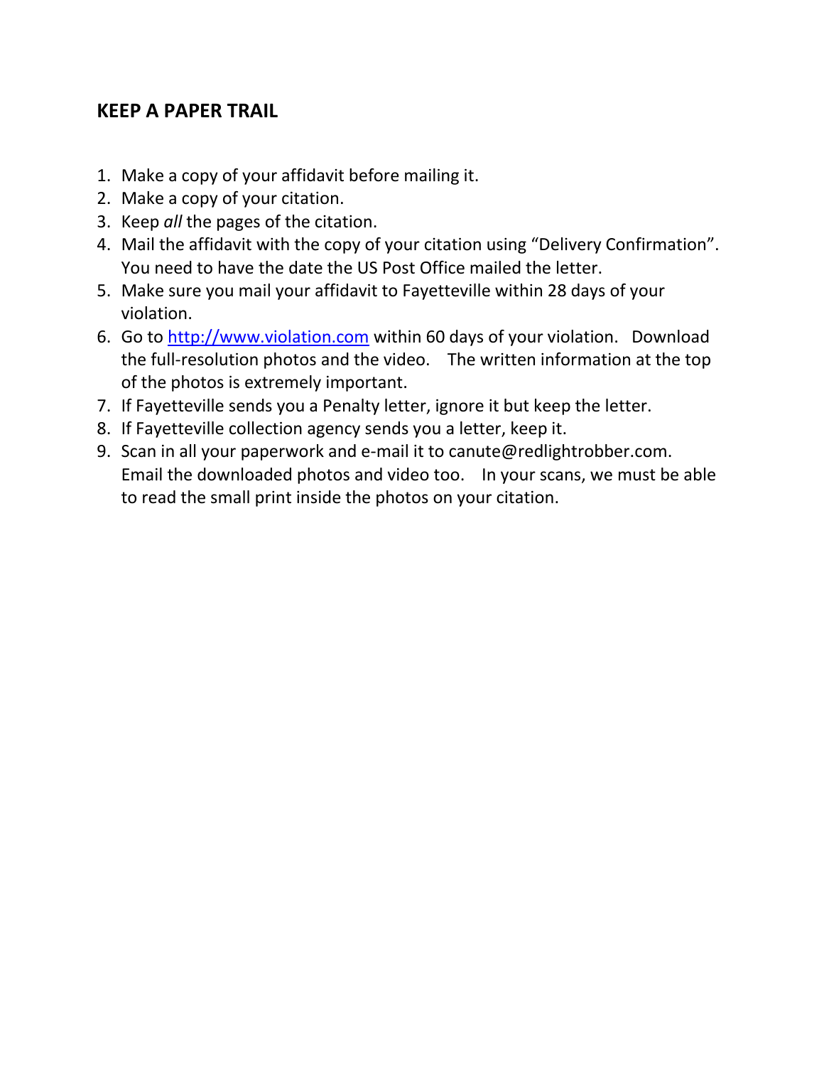## KEEP A PAPER TRAIL

1. Make a copy of your affidavit before mailing it.
2. Make a copy of your citation.
3. Keep *all* the pages of the citation.
4. Mail the affidavit with the copy of your citation using “Delivery Confirmation”. You need to have the date the US Post Office mailed the letter.
5. Make sure you mail your affidavit to Fayetteville within 28 days of your violation.
6. Go to [http://www.violation.com](http://www.violation.com) within 60 days of your violation. Download the full-resolution photos and the video. The written information at the top of the photos is extremely important.
7. If Fayetteville sends you a Penalty letter, ignore it but keep the letter.
8. If Fayetteville collection agency sends you a letter, keep it.
9. Scan in all your paperwork and e-mail it to canute@redlightrobber.com. Email the downloaded photos and video too. In your scans, we must be able to read the small print inside the photos on your citation.